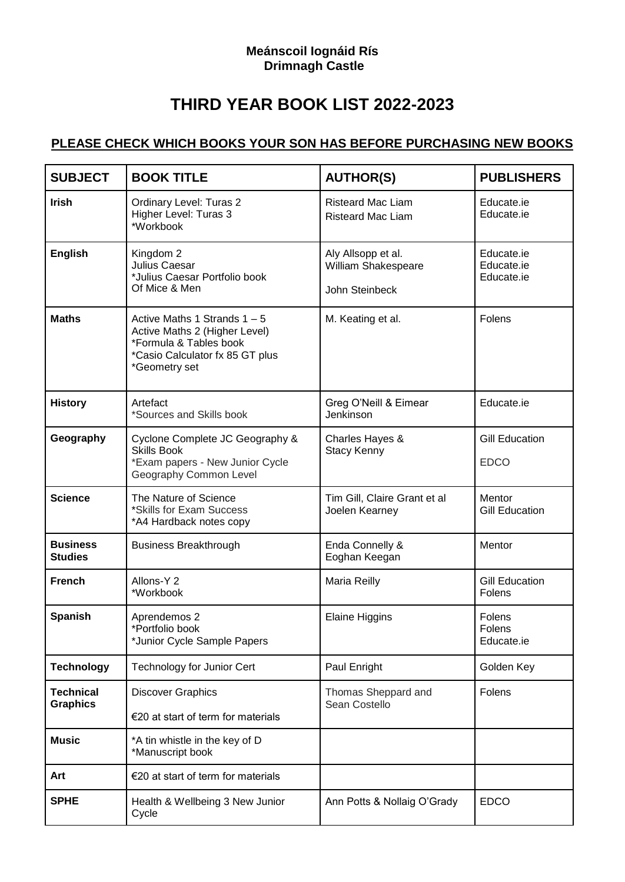**Meánscoil Iognáid Rís**
**Drimnagh Castle**

# THIRD YEAR BOOK LIST 2022-2023

## PLEASE CHECK WHICH BOOKS YOUR SON HAS BEFORE PURCHASING NEW BOOKS

| SUBJECT | BOOK TITLE | AUTHOR(S) | PUBLISHERS |
|---|---|---|---|
| **Irish** | Ordinary Level: Turas 2<br>Higher Level: Turas 3<br>*Workbook | Risteard Mac Liam<br>Risteard Mac Liam | Educate.ie<br>Educate.ie |
| **English** | Kingdom 2<br>Julius Caesar<br>*Julius Caesar Portfolio book<br>Of Mice & Men | Aly Allsopp et al.<br>William Shakespeare<br><br>John Steinbeck | Educate.ie<br>Educate.ie<br>Educate.ie |
| **Maths** | Active Maths 1 Strands 1 – 5<br>Active Maths 2 (Higher Level)<br>*Formula & Tables book<br>*Casio Calculator fx 85 GT plus<br>*Geometry set | M. Keating et al. | Folens |
| **History** | Artefact<br>*Sources and Skills book | Greg O'Neill & Eimear Jenkinson | Educate.ie |
| **Geography** | Cyclone Complete JC Geography & Skills Book<br>*Exam papers - New Junior Cycle Geography Common Level | Charles Hayes & Stacy Kenny | Gill Education<br><br>EDCO |
| **Science** | The Nature of Science<br>*Skills for Exam Success<br>*A4 Hardback notes copy | Tim Gill, Claire Grant et al<br>Joelen Kearney | Mentor<br>Gill Education |
| **Business Studies** | Business Breakthrough | Enda Connelly & Eoghan Keegan | Mentor |
| **French** | Allons-Y 2<br>*Workbook | Maria Reilly | Gill Education<br>Folens |
| **Spanish** | Aprendemos 2<br>*Portfolio book<br>*Junior Cycle Sample Papers | Elaine Higgins | Folens<br>Folens<br>Educate.ie |
| **Technology** | Technology for Junior Cert | Paul Enright | Golden Key |
| **Technical Graphics** | Discover Graphics<br><br>€20 at start of term for materials | Thomas Sheppard and Sean Costello | Folens |
| **Music** | *A tin whistle in the key of D<br>*Manuscript book | | |
| **Art** | €20 at start of term for materials | | |
| **SPHE** | Health & Wellbeing 3 New Junior Cycle | Ann Potts & Nollaig O'Grady | EDCO |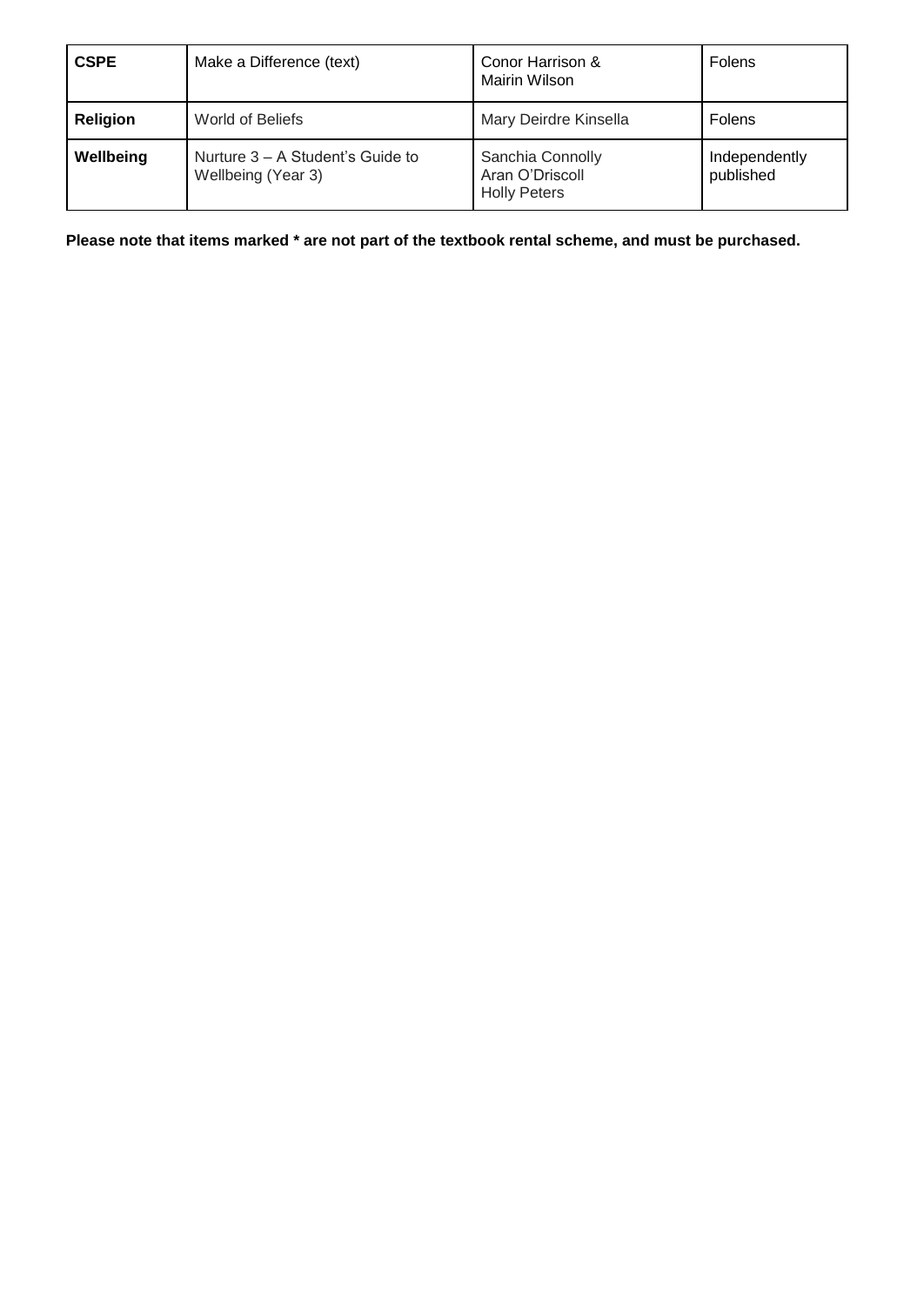| | | | |
|---|---|---|---|
| **CSPE** | Make a Difference (text) | Conor Harrison & Mairin Wilson | Folens |
| **Religion** | World of Beliefs | Mary Deirdre Kinsella | Folens |
| **Wellbeing** | Nurture 3 – A Student's Guide to Wellbeing (Year 3) | Sanchia Connolly Aran O'Driscoll Holly Peters | Independently published |

**Please note that items marked * are not part of the textbook rental scheme, and must be purchased.**